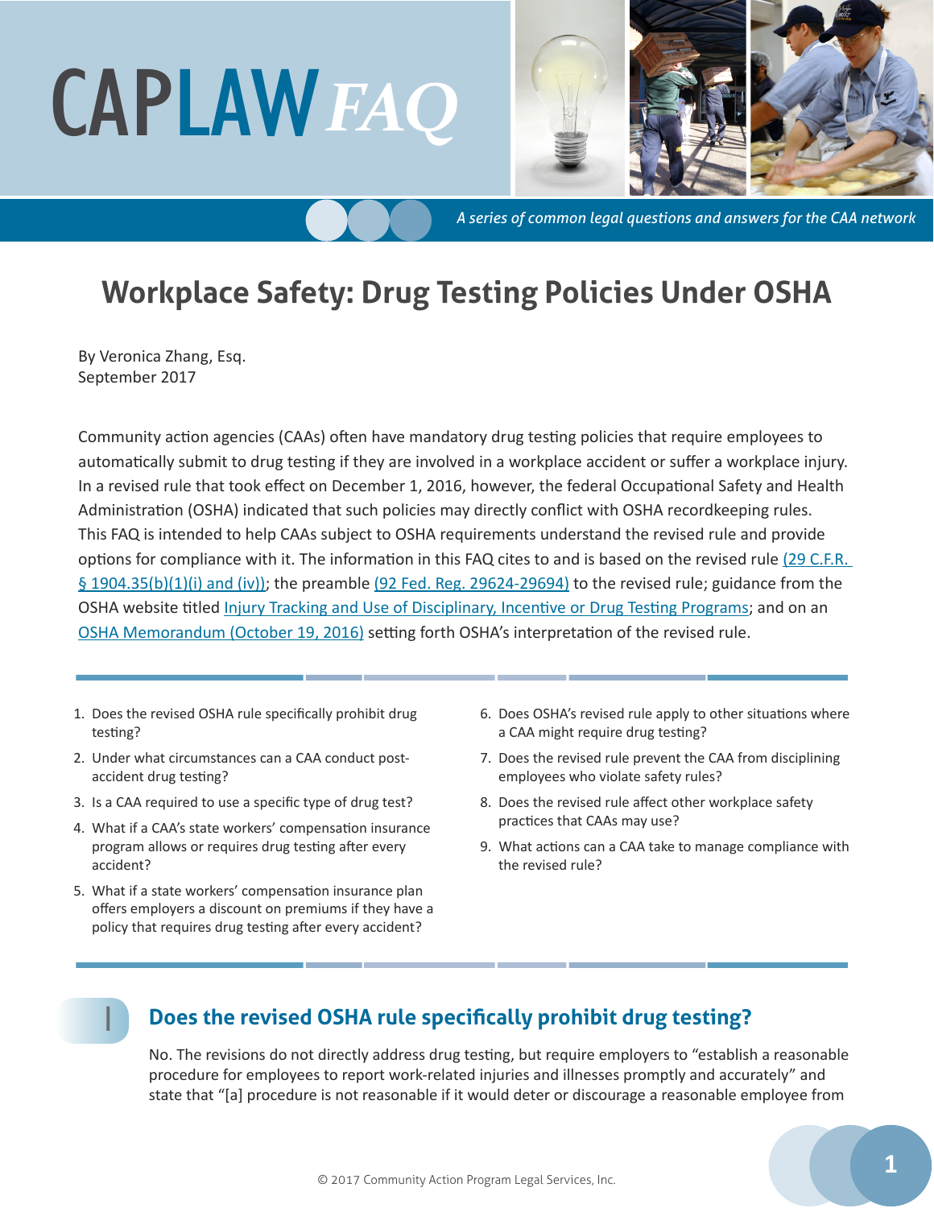# CAPLAW *FAQ*

*A series of common legal questions and answers for the CAA network*

## Workplace Safety: Drug Testing Policies Under OSHA

By Veronica Zhang, Esq.
September 2017

Community action agencies (CAAs) often have mandatory drug testing policies that require employees to automatically submit to drug testing if they are involved in a workplace accident or suffer a workplace injury. In a revised rule that took effect on December 1, 2016, however, the federal Occupational Safety and Health Administration (OSHA) indicated that such policies may directly conflict with OSHA recordkeeping rules. This FAQ is intended to help CAAs subject to OSHA requirements understand the revised rule and provide options for compliance with it. The information in this FAQ cites to and is based on the revised rule (29 C.F.R. § 1904.35(b)(1)(i) and (iv)); the preamble (92 Fed. Reg. 29624-29694) to the revised rule; guidance from the OSHA website titled Injury Tracking and Use of Disciplinary, Incentive or Drug Testing Programs; and on an OSHA Memorandum (October 19, 2016) setting forth OSHA's interpretation of the revised rule.

1. Does the revised OSHA rule specifically prohibit drug testing?
2. Under what circumstances can a CAA conduct post-accident drug testing?
3. Is a CAA required to use a specific type of drug test?
4. What if a CAA's state workers' compensation insurance program allows or requires drug testing after every accident?
5. What if a state workers' compensation insurance plan offers employers a discount on premiums if they have a policy that requires drug testing after every accident?
6. Does OSHA's revised rule apply to other situations where a CAA might require drug testing?
7. Does the revised rule prevent the CAA from disciplining employees who violate safety rules?
8. Does the revised rule affect other workplace safety practices that CAAs may use?
9. What actions can a CAA take to manage compliance with the revised rule?

### 1 Does the revised OSHA rule specifically prohibit drug testing?

No. The revisions do not directly address drug testing, but require employers to "establish a reasonable procedure for employees to report work-related injuries and illnesses promptly and accurately" and state that "[a] procedure is not reasonable if it would deter or discourage a reasonable employee from

© 2017 Community Action Program Legal Services, Inc.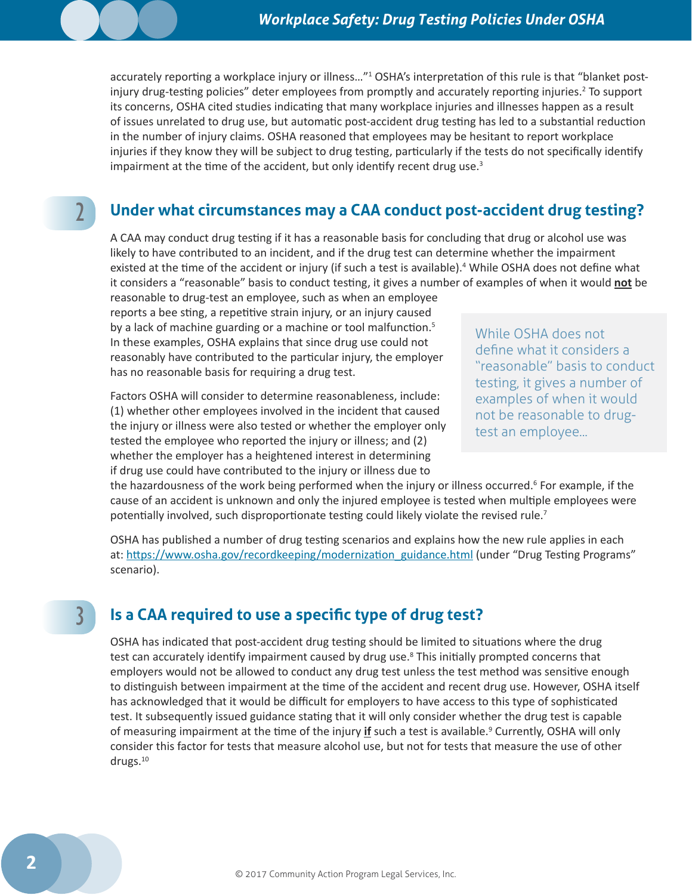accurately reporting a workplace injury or illness…"[1] OSHA's interpretation of this rule is that "blanket post-injury drug-testing policies" deter employees from promptly and accurately reporting injuries.[2] To support its concerns, OSHA cited studies indicating that many workplace injuries and illnesses happen as a result of issues unrelated to drug use, but automatic post-accident drug testing has led to a substantial reduction in the number of injury claims. OSHA reasoned that employees may be hesitant to report workplace injuries if they know they will be subject to drug testing, particularly if the tests do not specifically identify impairment at the time of the accident, but only identify recent drug use.[3]

## 2 Under what circumstances may a CAA conduct post-accident drug testing?

A CAA may conduct drug testing if it has a reasonable basis for concluding that drug or alcohol use was likely to have contributed to an incident, and if the drug test can determine whether the impairment existed at the time of the accident or injury (if such a test is available).[4] While OSHA does not define what it considers a "reasonable" basis to conduct testing, it gives a number of examples of when it would **not** be reasonable to drug-test an employee, such as when an employee reports a bee sting, a repetitive strain injury, or an injury caused by a lack of machine guarding or a machine or tool malfunction.[5] In these examples, OSHA explains that since drug use could not reasonably have contributed to the particular injury, the employer has no reasonable basis for requiring a drug test.

> While OSHA does not define what it considers a "reasonable" basis to conduct testing, it gives a number of examples of when it would not be reasonable to drug-test an employee…

Factors OSHA will consider to determine reasonableness, include: (1) whether other employees involved in the incident that caused the injury or illness were also tested or whether the employer only tested the employee who reported the injury or illness; and (2) whether the employer has a heightened interest in determining if drug use could have contributed to the injury or illness due to the hazardousness of the work being performed when the injury or illness occurred.[6] For example, if the cause of an accident is unknown and only the injured employee is tested when multiple employees were potentially involved, such disproportionate testing could likely violate the revised rule.[7]

OSHA has published a number of drug testing scenarios and explains how the new rule applies in each at: https://www.osha.gov/recordkeeping/modernization_guidance.html (under "Drug Testing Programs" scenario).

## 3 Is a CAA required to use a specific type of drug test?

OSHA has indicated that post-accident drug testing should be limited to situations where the drug test can accurately identify impairment caused by drug use.[8] This initially prompted concerns that employers would not be allowed to conduct any drug test unless the test method was sensitive enough to distinguish between impairment at the time of the accident and recent drug use. However, OSHA itself has acknowledged that it would be difficult for employers to have access to this type of sophisticated test. It subsequently issued guidance stating that it will only consider whether the drug test is capable of measuring impairment at the time of the injury **if** such a test is available.[9] Currently, OSHA will only consider this factor for tests that measure alcohol use, but not for tests that measure the use of other drugs.[10]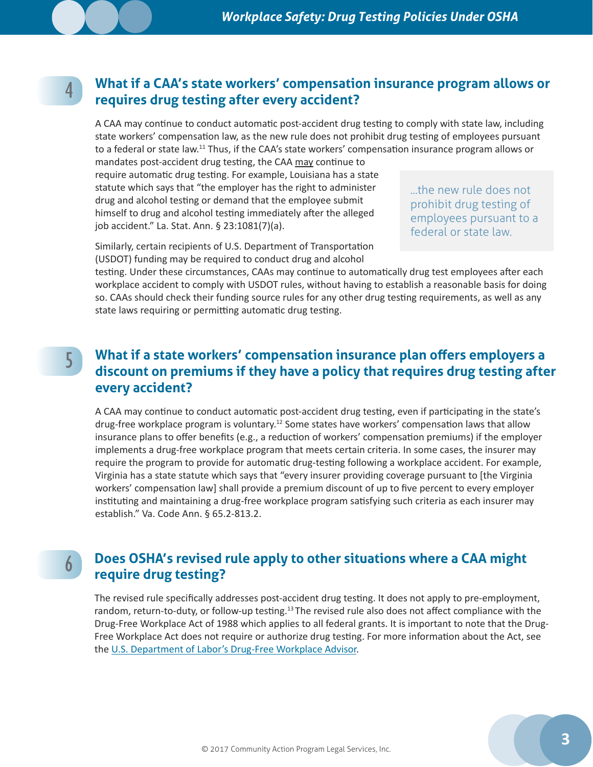## 4 What if a CAA's state workers' compensation insurance program allows or requires drug testing after every accident?

A CAA may continue to conduct automatic post-accident drug testing to comply with state law, including state workers' compensation law, as the new rule does not prohibit drug testing of employees pursuant to a federal or state law.[11] Thus, if the CAA's state workers' compensation insurance program allows or mandates post-accident drug testing, the CAA <u>may</u> continue to require automatic drug testing. For example, Louisiana has a state statute which says that "the employer has the right to administer drug and alcohol testing or demand that the employee submit himself to drug and alcohol testing immediately after the alleged job accident." La. Stat. Ann. § 23:1081(7)(a).

> ...the new rule does not prohibit drug testing of employees pursuant to a federal or state law.

Similarly, certain recipients of U.S. Department of Transportation (USDOT) funding may be required to conduct drug and alcohol testing. Under these circumstances, CAAs may continue to automatically drug test employees after each workplace accident to comply with USDOT rules, without having to establish a reasonable basis for doing so. CAAs should check their funding source rules for any other drug testing requirements, as well as any state laws requiring or permitting automatic drug testing.

## 5 What if a state workers' compensation insurance plan offers employers a discount on premiums if they have a policy that requires drug testing after every accident?

A CAA may continue to conduct automatic post-accident drug testing, even if participating in the state's drug-free workplace program is voluntary.[12] Some states have workers' compensation laws that allow insurance plans to offer benefits (e.g., a reduction of workers' compensation premiums) if the employer implements a drug-free workplace program that meets certain criteria. In some cases, the insurer may require the program to provide for automatic drug-testing following a workplace accident. For example, Virginia has a state statute which says that "every insurer providing coverage pursuant to [the Virginia workers' compensation law] shall provide a premium discount of up to five percent to every employer instituting and maintaining a drug-free workplace program satisfying such criteria as each insurer may establish." Va. Code Ann. § 65.2-813.2.

## 6 Does OSHA's revised rule apply to other situations where a CAA might require drug testing?

The revised rule specifically addresses post-accident drug testing. It does not apply to pre-employment, random, return-to-duty, or follow-up testing.[13] The revised rule also does not affect compliance with the Drug-Free Workplace Act of 1988 which applies to all federal grants. It is important to note that the Drug-Free Workplace Act does not require or authorize drug testing. For more information about the Act, see the U.S. Department of Labor's Drug-Free Workplace Advisor.

© 2017 Community Action Program Legal Services, Inc.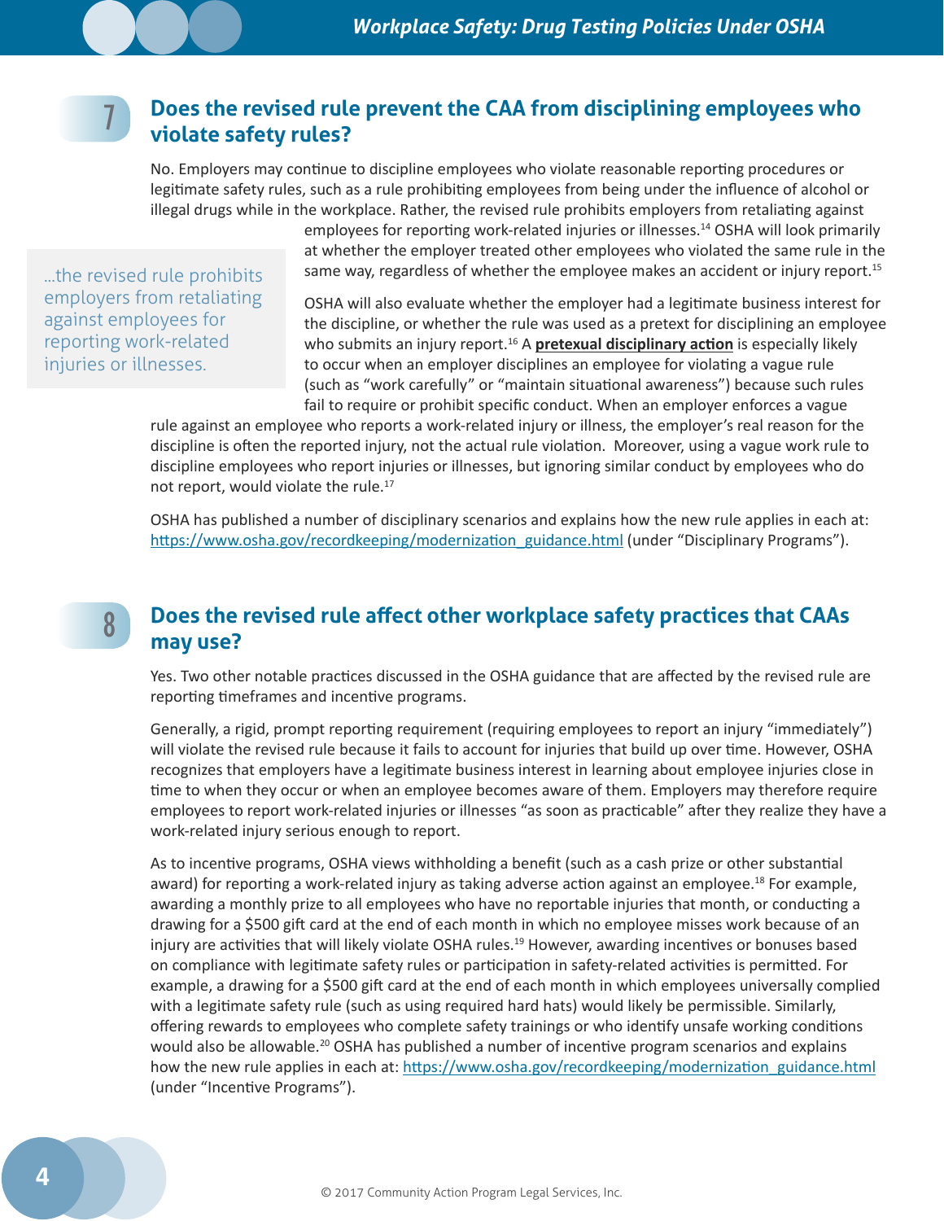## 7 Does the revised rule prevent the CAA from disciplining employees who violate safety rules?

No. Employers may continue to discipline employees who violate reasonable reporting procedures or legitimate safety rules, such as a rule prohibiting employees from being under the influence of alcohol or illegal drugs while in the workplace. Rather, the revised rule prohibits employers from retaliating against employees for reporting work-related injuries or illnesses.[14] OSHA will look primarily at whether the employer treated other employees who violated the same rule in the same way, regardless of whether the employee makes an accident or injury report.[15]

> ...the revised rule prohibits employers from retaliating against employees for reporting work-related injuries or illnesses.

OSHA will also evaluate whether the employer had a legitimate business interest for the discipline, or whether the rule was used as a pretext for disciplining an employee who submits an injury report.[16] A **pretexual disciplinary action** is especially likely to occur when an employer disciplines an employee for violating a vague rule (such as "work carefully" or "maintain situational awareness") because such rules fail to require or prohibit specific conduct. When an employer enforces a vague rule against an employee who reports a work-related injury or illness, the employer's real reason for the discipline is often the reported injury, not the actual rule violation. Moreover, using a vague work rule to discipline employees who report injuries or illnesses, but ignoring similar conduct by employees who do not report, would violate the rule.[17]

OSHA has published a number of disciplinary scenarios and explains how the new rule applies in each at: https://www.osha.gov/recordkeeping/modernization_guidance.html (under "Disciplinary Programs").

## 8 Does the revised rule affect other workplace safety practices that CAAs may use?

Yes. Two other notable practices discussed in the OSHA guidance that are affected by the revised rule are reporting timeframes and incentive programs.

Generally, a rigid, prompt reporting requirement (requiring employees to report an injury "immediately") will violate the revised rule because it fails to account for injuries that build up over time. However, OSHA recognizes that employers have a legitimate business interest in learning about employee injuries close in time to when they occur or when an employee becomes aware of them. Employers may therefore require employees to report work-related injuries or illnesses "as soon as practicable" after they realize they have a work-related injury serious enough to report.

As to incentive programs, OSHA views withholding a benefit (such as a cash prize or other substantial award) for reporting a work-related injury as taking adverse action against an employee.[18] For example, awarding a monthly prize to all employees who have no reportable injuries that month, or conducting a drawing for a $500 gift card at the end of each month in which no employee misses work because of an injury are activities that will likely violate OSHA rules.[19] However, awarding incentives or bonuses based on compliance with legitimate safety rules or participation in safety-related activities is permitted. For example, a drawing for a $500 gift card at the end of each month in which employees universally complied with a legitimate safety rule (such as using required hard hats) would likely be permissible. Similarly, offering rewards to employees who complete safety trainings or who identify unsafe working conditions would also be allowable.[20] OSHA has published a number of incentive program scenarios and explains how the new rule applies in each at: https://www.osha.gov/recordkeeping/modernization_guidance.html (under "Incentive Programs").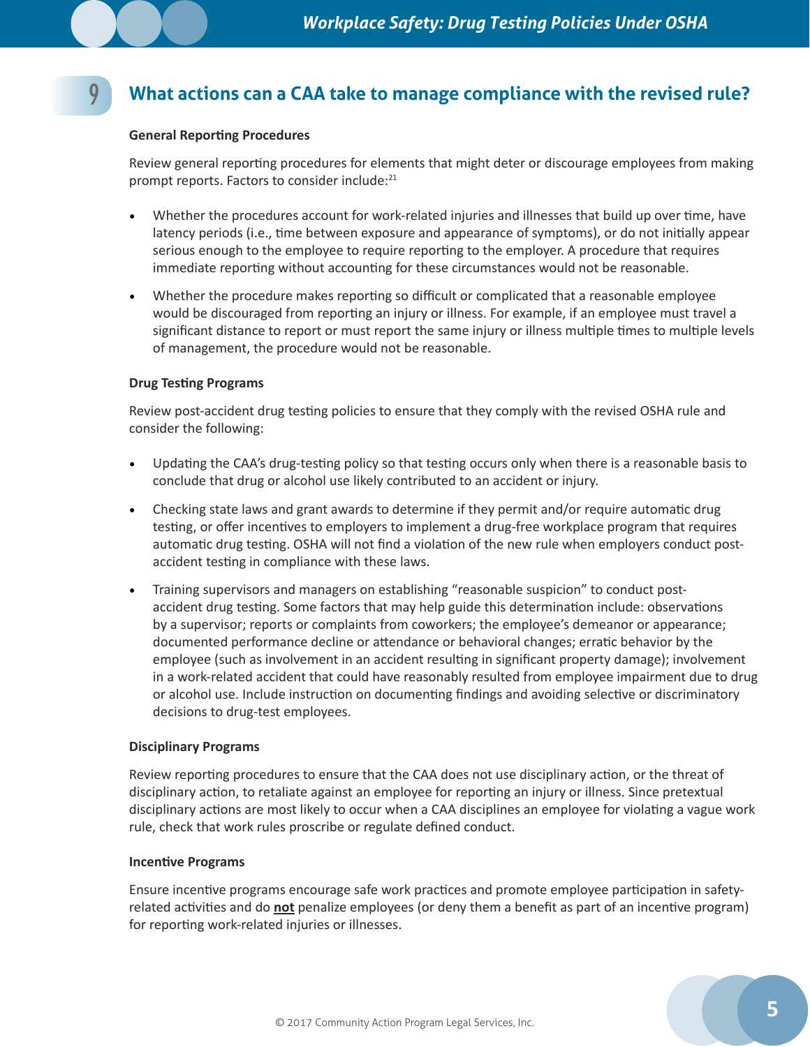## 9 What actions can a CAA take to manage compliance with the revised rule?

**General Reporting Procedures**

Review general reporting procedures for elements that might deter or discourage employees from making prompt reports. Factors to consider include:[21]

- Whether the procedures account for work-related injuries and illnesses that build up over time, have latency periods (i.e., time between exposure and appearance of symptoms), or do not initially appear serious enough to the employee to require reporting to the employer. A procedure that requires immediate reporting without accounting for these circumstances would not be reasonable.
- Whether the procedure makes reporting so difficult or complicated that a reasonable employee would be discouraged from reporting an injury or illness. For example, if an employee must travel a significant distance to report or must report the same injury or illness multiple times to multiple levels of management, the procedure would not be reasonable.

**Drug Testing Programs**

Review post-accident drug testing policies to ensure that they comply with the revised OSHA rule and consider the following:

- Updating the CAA's drug-testing policy so that testing occurs only when there is a reasonable basis to conclude that drug or alcohol use likely contributed to an accident or injury.
- Checking state laws and grant awards to determine if they permit and/or require automatic drug testing, or offer incentives to employers to implement a drug-free workplace program that requires automatic drug testing. OSHA will not find a violation of the new rule when employers conduct post-accident testing in compliance with these laws.
- Training supervisors and managers on establishing "reasonable suspicion" to conduct post-accident drug testing. Some factors that may help guide this determination include: observations by a supervisor; reports or complaints from coworkers; the employee's demeanor or appearance; documented performance decline or attendance or behavioral changes; erratic behavior by the employee (such as involvement in an accident resulting in significant property damage); involvement in a work-related accident that could have reasonably resulted from employee impairment due to drug or alcohol use. Include instruction on documenting findings and avoiding selective or discriminatory decisions to drug-test employees.

**Disciplinary Programs**

Review reporting procedures to ensure that the CAA does not use disciplinary action, or the threat of disciplinary action, to retaliate against an employee for reporting an injury or illness. Since pretextual disciplinary actions are most likely to occur when a CAA disciplines an employee for violating a vague work rule, check that work rules proscribe or regulate defined conduct.

**Incentive Programs**

Ensure incentive programs encourage safe work practices and promote employee participation in safety-related activities and do **not** penalize employees (or deny them a benefit as part of an incentive program) for reporting work-related injuries or illnesses.

© 2017 Community Action Program Legal Services, Inc.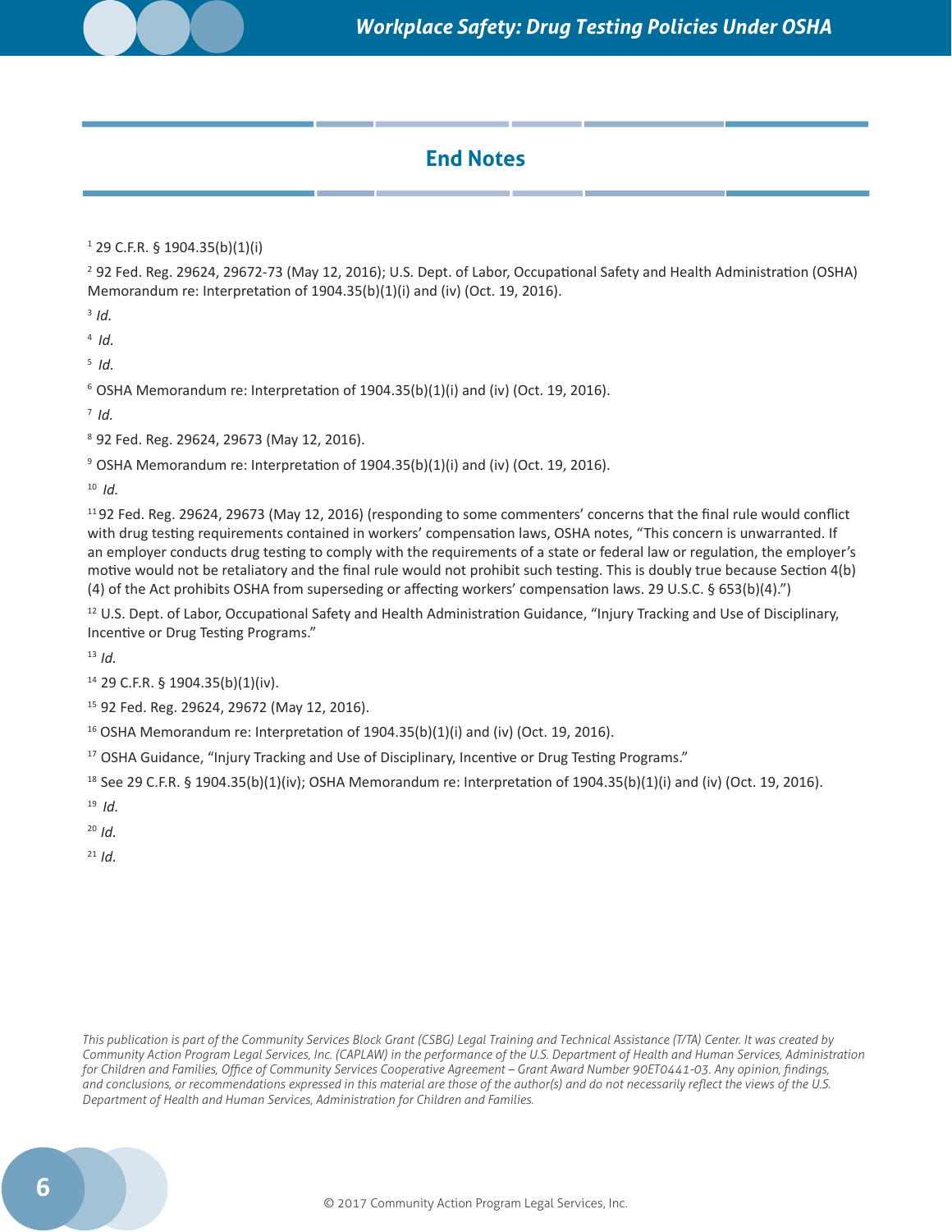## End Notes

[1] 29 C.F.R. § 1904.35(b)(1)(i)

[2] 92 Fed. Reg. 29624, 29672-73 (May 12, 2016); U.S. Dept. of Labor, Occupational Safety and Health Administration (OSHA) Memorandum re: Interpretation of 1904.35(b)(1)(i) and (iv) (Oct. 19, 2016).

[3] *Id.*

[4] *Id.*

[5] *Id.*

[6] OSHA Memorandum re: Interpretation of 1904.35(b)(1)(i) and (iv) (Oct. 19, 2016).

[7] *Id.*

[8] 92 Fed. Reg. 29624, 29673 (May 12, 2016).

[9] OSHA Memorandum re: Interpretation of 1904.35(b)(1)(i) and (iv) (Oct. 19, 2016).

[10] *Id.*

[11] 92 Fed. Reg. 29624, 29673 (May 12, 2016) (responding to some commenters' concerns that the final rule would conflict with drug testing requirements contained in workers' compensation laws, OSHA notes, "This concern is unwarranted. If an employer conducts drug testing to comply with the requirements of a state or federal law or regulation, the employer's motive would not be retaliatory and the final rule would not prohibit such testing. This is doubly true because Section 4(b)(4) of the Act prohibits OSHA from superseding or affecting workers' compensation laws. 29 U.S.C. § 653(b)(4).")

[12] U.S. Dept. of Labor, Occupational Safety and Health Administration Guidance, "Injury Tracking and Use of Disciplinary, Incentive or Drug Testing Programs."

[13] *Id.*

[14] 29 C.F.R. § 1904.35(b)(1)(iv).

[15] 92 Fed. Reg. 29624, 29672 (May 12, 2016).

[16] OSHA Memorandum re: Interpretation of 1904.35(b)(1)(i) and (iv) (Oct. 19, 2016).

[17] OSHA Guidance, "Injury Tracking and Use of Disciplinary, Incentive or Drug Testing Programs."

[18] See 29 C.F.R. § 1904.35(b)(1)(iv); OSHA Memorandum re: Interpretation of 1904.35(b)(1)(i) and (iv) (Oct. 19, 2016).

[19] *Id.*

[20] *Id.*

[21] *Id.*

*This publication is part of the Community Services Block Grant (CSBG) Legal Training and Technical Assistance (T/TA) Center. It was created by Community Action Program Legal Services, Inc. (CAPLAW) in the performance of the U.S. Department of Health and Human Services, Administration for Children and Families, Office of Community Services Cooperative Agreement – Grant Award Number 90ET0441-03. Any opinion, findings, and conclusions, or recommendations expressed in this material are those of the author(s) and do not necessarily reflect the views of the U.S. Department of Health and Human Services, Administration for Children and Families.*

© 2017 Community Action Program Legal Services, Inc.